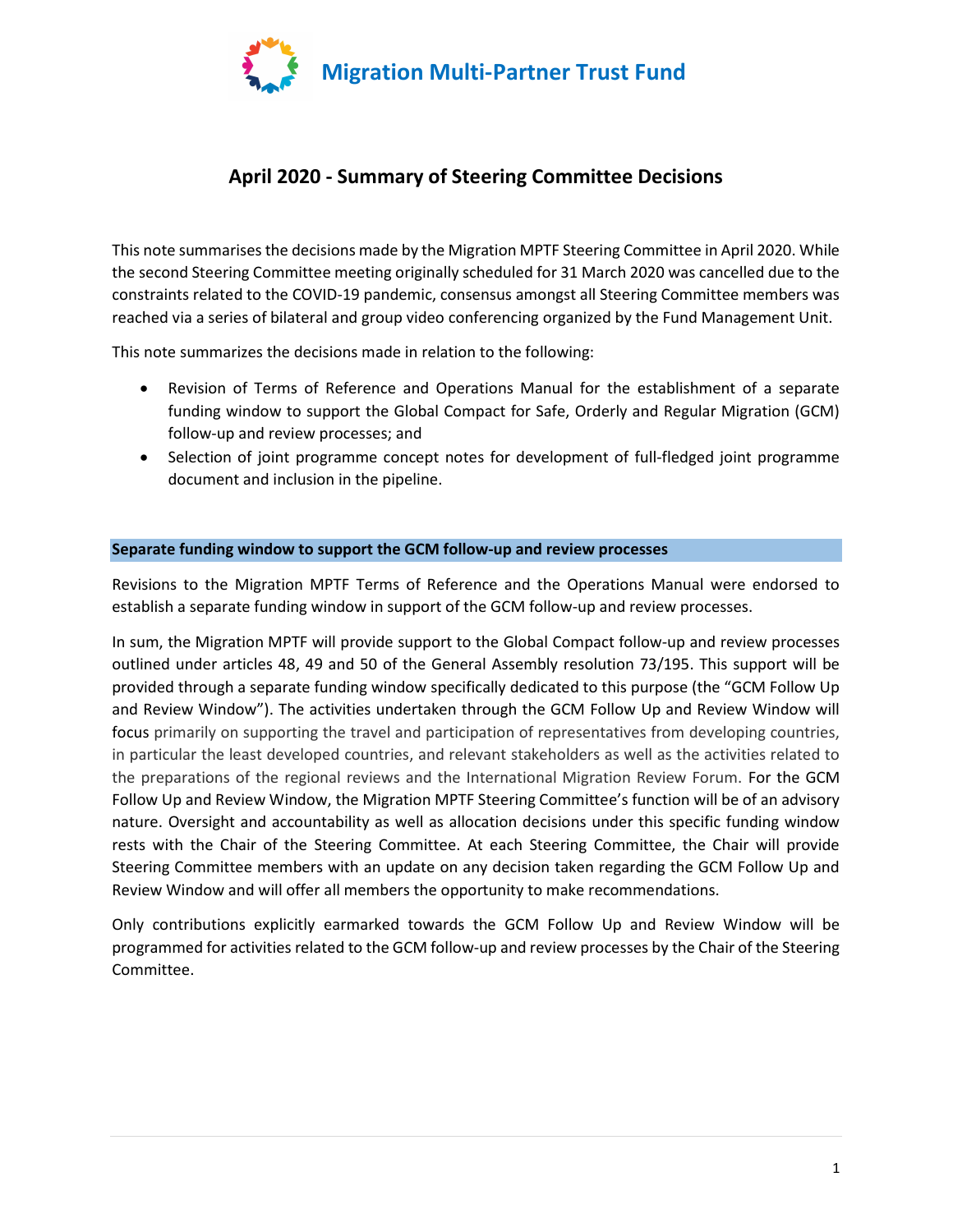Migration Multi-Partner Trust Fund

# April 2020 - Summary of Steering Committee Decisions

This note summarises the decisions made by the Migration MPTF Steering Committee in April 2020. While the second Steering Committee meeting originally scheduled for 31 March 2020 was cancelled due to the constraints related to the COVID-19 pandemic, consensus amongst all Steering Committee members was reached via a series of bilateral and group video conferencing organized by the Fund Management Unit.

This note summarizes the decisions made in relation to the following:

- Revision of Terms of Reference and Operations Manual for the establishment of a separate funding window to support the Global Compact for Safe, Orderly and Regular Migration (GCM) follow-up and review processes; and
- Selection of joint programme concept notes for development of full-fledged joint programme document and inclusion in the pipeline.

## Separate funding window to support the GCM follow-up and review processes

Revisions to the Migration MPTF Terms of Reference and the Operations Manual were endorsed to establish a separate funding window in support of the GCM follow-up and review processes.

In sum, the Migration MPTF will provide support to the Global Compact follow-up and review processes outlined under articles 48, 49 and 50 of the General Assembly resolution 73/195. This support will be provided through a separate funding window specifically dedicated to this purpose (the "GCM Follow Up and Review Window"). The activities undertaken through the GCM Follow Up and Review Window will focus primarily on supporting the travel and participation of representatives from developing countries, in particular the least developed countries, and relevant stakeholders as well as the activities related to the preparations of the regional reviews and the International Migration Review Forum. For the GCM Follow Up and Review Window, the Migration MPTF Steering Committee's function will be of an advisory nature. Oversight and accountability as well as allocation decisions under this specific funding window rests with the Chair of the Steering Committee. At each Steering Committee, the Chair will provide Steering Committee members with an update on any decision taken regarding the GCM Follow Up and Review Window and will offer all members the opportunity to make recommendations.

Only contributions explicitly earmarked towards the GCM Follow Up and Review Window will be programmed for activities related to the GCM follow-up and review processes by the Chair of the Steering Committee.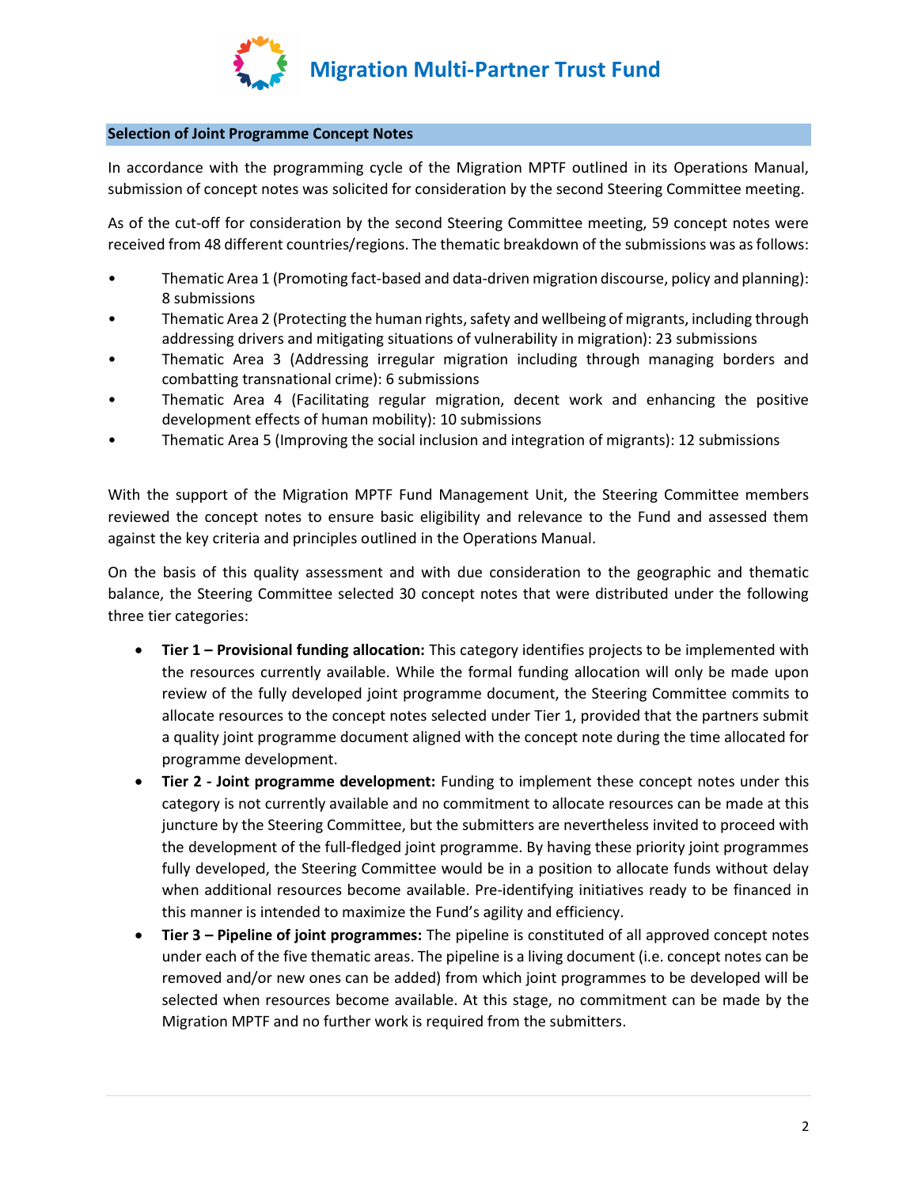## Selection of Joint Programme Concept Notes

In accordance with the programming cycle of the Migration MPTF outlined in its Operations Manual, submission of concept notes was solicited for consideration by the second Steering Committee meeting.

As of the cut-off for consideration by the second Steering Committee meeting, 59 concept notes were received from 48 different countries/regions. The thematic breakdown of the submissions was as follows:

- Thematic Area 1 (Promoting fact-based and data-driven migration discourse, policy and planning): 8 submissions
- Thematic Area 2 (Protecting the human rights, safety and wellbeing of migrants, including through addressing drivers and mitigating situations of vulnerability in migration): 23 submissions
- Thematic Area 3 (Addressing irregular migration including through managing borders and combatting transnational crime): 6 submissions
- Thematic Area 4 (Facilitating regular migration, decent work and enhancing the positive development effects of human mobility): 10 submissions
- Thematic Area 5 (Improving the social inclusion and integration of migrants): 12 submissions

With the support of the Migration MPTF Fund Management Unit, the Steering Committee members reviewed the concept notes to ensure basic eligibility and relevance to the Fund and assessed them against the key criteria and principles outlined in the Operations Manual.

On the basis of this quality assessment and with due consideration to the geographic and thematic balance, the Steering Committee selected 30 concept notes that were distributed under the following three tier categories:

- **Tier 1 – Provisional funding allocation:** This category identifies projects to be implemented with the resources currently available. While the formal funding allocation will only be made upon review of the fully developed joint programme document, the Steering Committee commits to allocate resources to the concept notes selected under Tier 1, provided that the partners submit a quality joint programme document aligned with the concept note during the time allocated for programme development.
- **Tier 2 - Joint programme development:** Funding to implement these concept notes under this category is not currently available and no commitment to allocate resources can be made at this juncture by the Steering Committee, but the submitters are nevertheless invited to proceed with the development of the full-fledged joint programme. By having these priority joint programmes fully developed, the Steering Committee would be in a position to allocate funds without delay when additional resources become available. Pre-identifying initiatives ready to be financed in this manner is intended to maximize the Fund's agility and efficiency.
- **Tier 3 – Pipeline of joint programmes:** The pipeline is constituted of all approved concept notes under each of the five thematic areas. The pipeline is a living document (i.e. concept notes can be removed and/or new ones can be added) from which joint programmes to be developed will be selected when resources become available. At this stage, no commitment can be made by the Migration MPTF and no further work is required from the submitters.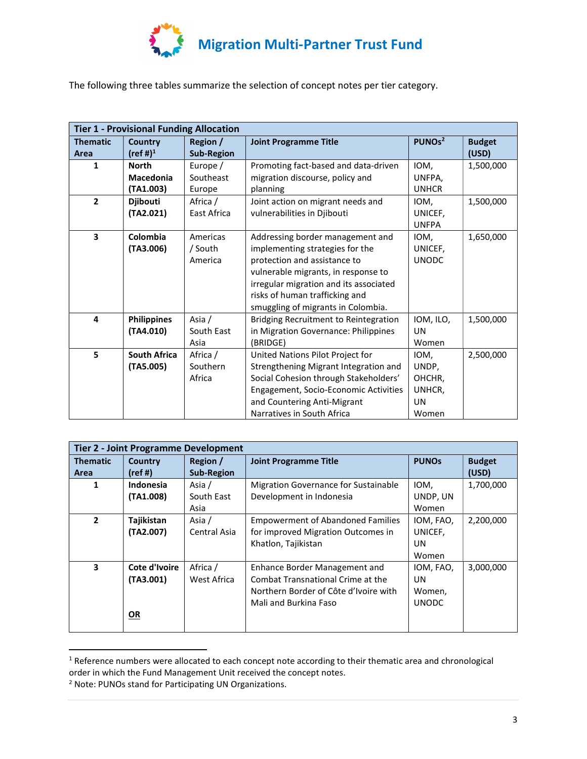# Migration Multi-Partner Trust Fund

The following three tables summarize the selection of concept notes per tier category.

| Tier 1 - Provisional Funding Allocation | | | | | |
|---|---|---|---|---|---|
| **Thematic Area** | **Country (ref #)[1]** | **Region / Sub-Region** | **Joint Programme Title** | **PUNOs[2]** | **Budget (USD)** |
| 1 | **North Macedonia (TA1.003)** | Europe / Southeast Europe | Promoting fact-based and data-driven migration discourse, policy and planning | IOM, UNFPA, UNHCR | 1,500,000 |
| 2 | **Djibouti (TA2.021)** | Africa / East Africa | Joint action on migrant needs and vulnerabilities in Djibouti | IOM, UNICEF, UNFPA | 1,500,000 |
| 3 | **Colombia (TA3.006)** | Americas / South America | Addressing border management and implementing strategies for the protection and assistance to vulnerable migrants, in response to irregular migration and its associated risks of human trafficking and smuggling of migrants in Colombia. | IOM, UNICEF, UNODC | 1,650,000 |
| 4 | **Philippines (TA4.010)** | Asia / South East Asia | Bridging Recruitment to Reintegration in Migration Governance: Philippines (BRIDGE) | IOM, ILO, UN Women | 1,500,000 |
| 5 | **South Africa (TA5.005)** | Africa / Southern Africa | United Nations Pilot Project for Strengthening Migrant Integration and Social Cohesion through Stakeholders' Engagement, Socio-Economic Activities and Countering Anti-Migrant Narratives in South Africa | IOM, UNDP, OHCHR, UNHCR, UN Women | 2,500,000 |

| Tier 2 - Joint Programme Development | | | | | |
|---|---|---|---|---|---|
| **Thematic Area** | **Country (ref #)** | **Region / Sub-Region** | **Joint Programme Title** | **PUNOs** | **Budget (USD)** |
| 1 | **Indonesia (TA1.008)** | Asia / South East Asia | Migration Governance for Sustainable Development in Indonesia | IOM, UNDP, UN Women | 1,700,000 |
| 2 | **Tajikistan (TA2.007)** | Asia / Central Asia | Empowerment of Abandoned Families for improved Migration Outcomes in Khatlon, Tajikistan | IOM, FAO, UNICEF, UN Women | 2,200,000 |
| 3 | **Cote d'Ivoire (TA3.001)** <br> **OR** | Africa / West Africa | Enhance Border Management and Combat Transnational Crime at the Northern Border of Côte d'Ivoire with Mali and Burkina Faso | IOM, FAO, UN Women, UNODC | 3,000,000 |

[1] Reference numbers were allocated to each concept note according to their thematic area and chronological order in which the Fund Management Unit received the concept notes.

[2] Note: PUNOs stand for Participating UN Organizations.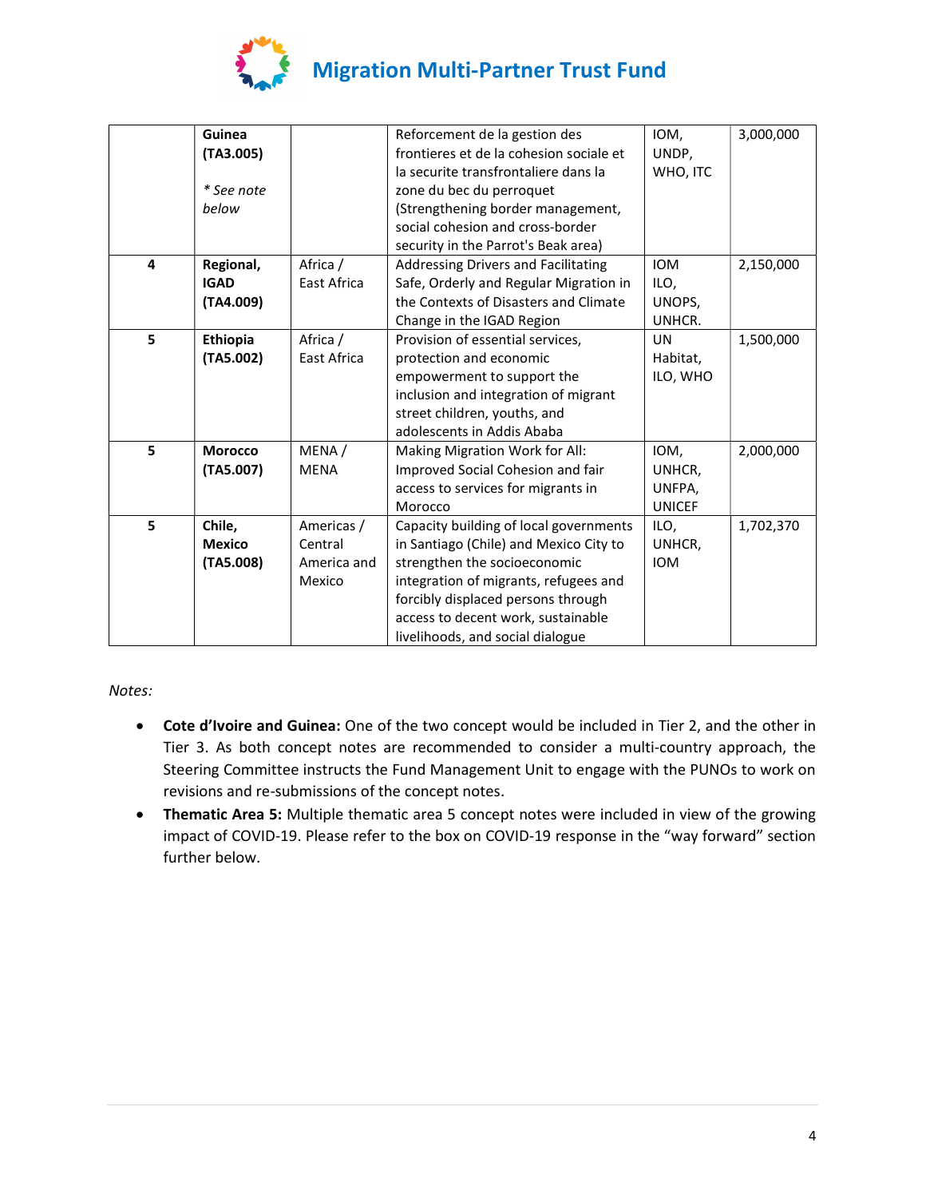| | | | | | |
|---|---|---|---|---|---|
| | **Guinea (TA3.005)** *\* See note below* | | Reforcement de la gestion des frontieres et de la cohesion sociale et la securite transfrontaliere dans la zone du bec du perroquet (Strengthening border management, social cohesion and cross-border security in the Parrot's Beak area) | IOM, UNDP, WHO, ITC | 3,000,000 |
| 4 | **Regional, IGAD (TA4.009)** | Africa / East Africa | Addressing Drivers and Facilitating Safe, Orderly and Regular Migration in the Contexts of Disasters and Climate Change in the IGAD Region | IOM ILO, UNOPS, UNHCR. | 2,150,000 |
| 5 | **Ethiopia (TA5.002)** | Africa / East Africa | Provision of essential services, protection and economic empowerment to support the inclusion and integration of migrant street children, youths, and adolescents in Addis Ababa | UN Habitat, ILO, WHO | 1,500,000 |
| 5 | **Morocco (TA5.007)** | MENA / MENA | Making Migration Work for All: Improved Social Cohesion and fair access to services for migrants in Morocco | IOM, UNHCR, UNFPA, UNICEF | 2,000,000 |
| 5 | **Chile, Mexico (TA5.008)** | Americas / Central America and Mexico | Capacity building of local governments in Santiago (Chile) and Mexico City to strengthen the socioeconomic integration of migrants, refugees and forcibly displaced persons through access to decent work, sustainable livelihoods, and social dialogue | ILO, UNHCR, IOM | 1,702,370 |

*Notes:*

- **Cote d'Ivoire and Guinea:** One of the two concept would be included in Tier 2, and the other in Tier 3. As both concept notes are recommended to consider a multi-country approach, the Steering Committee instructs the Fund Management Unit to engage with the PUNOs to work on revisions and re-submissions of the concept notes.
- **Thematic Area 5:** Multiple thematic area 5 concept notes were included in view of the growing impact of COVID-19. Please refer to the box on COVID-19 response in the "way forward" section further below.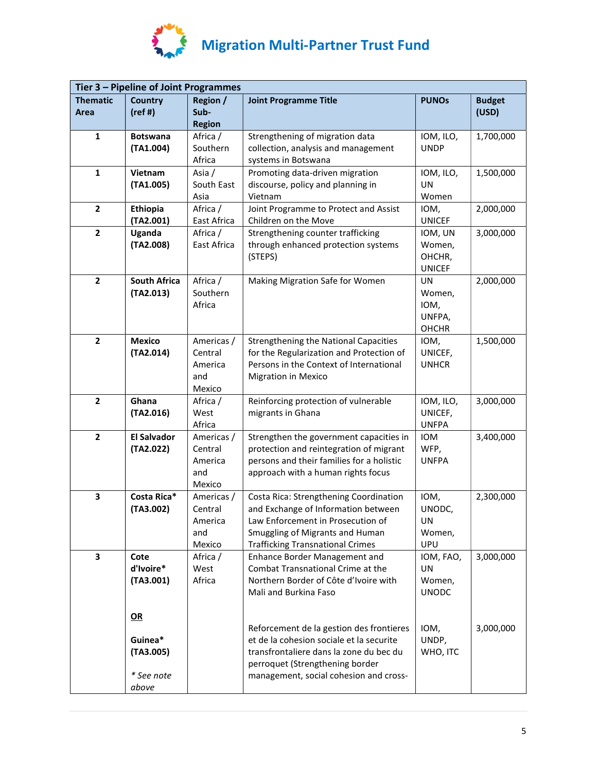# Migration Multi-Partner Trust Fund

| Tier 3 – Pipeline of Joint Programmes | | | | | |
|---|---|---|---|---|---|
| **Thematic Area** | **Country (ref #)** | **Region / Sub-Region** | **Joint Programme Title** | **PUNOs** | **Budget (USD)** |
| **1** | **Botswana (TA1.004)** | Africa / Southern Africa | Strengthening of migration data collection, analysis and management systems in Botswana | IOM, ILO, UNDP | 1,700,000 |
| **1** | **Vietnam (TA1.005)** | Asia / South East Asia | Promoting data-driven migration discourse, policy and planning in Vietnam | IOM, ILO, UN Women | 1,500,000 |
| **2** | **Ethiopia (TA2.001)** | Africa / East Africa | Joint Programme to Protect and Assist Children on the Move | IOM, UNICEF | 2,000,000 |
| **2** | **Uganda (TA2.008)** | Africa / East Africa | Strengthening counter trafficking through enhanced protection systems (STEPS) | IOM, UN Women, OHCHR, UNICEF | 3,000,000 |
| **2** | **South Africa (TA2.013)** | Africa / Southern Africa | Making Migration Safe for Women | UN Women, IOM, UNFPA, OHCHR | 2,000,000 |
| **2** | **Mexico (TA2.014)** | Americas / Central America and Mexico | Strengthening the National Capacities for the Regularization and Protection of Persons in the Context of International Migration in Mexico | IOM, UNICEF, UNHCR | 1,500,000 |
| **2** | **Ghana (TA2.016)** | Africa / West Africa | Reinforcing protection of vulnerable migrants in Ghana | IOM, ILO, UNICEF, UNFPA | 3,000,000 |
| **2** | **El Salvador (TA2.022)** | Americas / Central America and Mexico | Strengthen the government capacities in protection and reintegration of migrant persons and their families for a holistic approach with a human rights focus | IOM WFP, UNFPA | 3,400,000 |
| **3** | **Costa Rica* (TA3.002)** | Americas / Central America and Mexico | Costa Rica: Strengthening Coordination and Exchange of Information between Law Enforcement in Prosecution of Smuggling of Migrants and Human Trafficking Transnational Crimes | IOM, UNODC, UN Women, UPU | 2,300,000 |
| **3** | **Cote d'Ivoire* (TA3.001)**<br><br>**<u>OR</u>**<br><br>**Guinea* (TA3.005)**<br><br>*\* See note above* | Africa / West Africa | Enhance Border Management and Combat Transnational Crime at the Northern Border of Côte d'Ivoire with Mali and Burkina Faso<br><br>Reforcement de la gestion des frontieres et de la cohesion sociale et la securite transfrontaliere dans la zone du bec du perroquet (Strengthening border management, social cohesion and cross- | IOM, FAO, UN Women, UNODC<br><br>IOM, UNDP, WHO, ITC | 3,000,000<br><br>3,000,000 |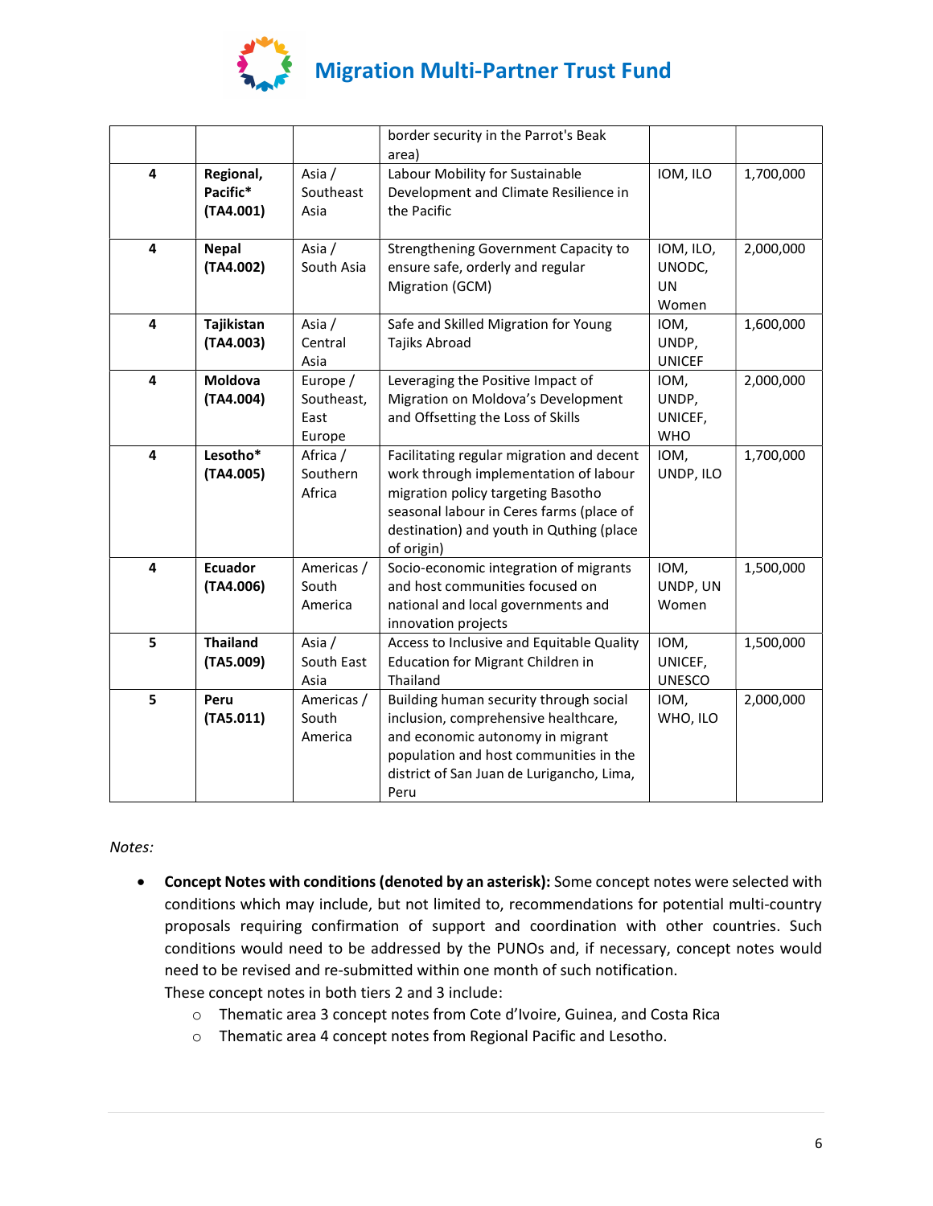| | | | border security in the Parrot's Beak area) | | |
|---|---|---|---|---|---|
| 4 | **Regional, Pacific* (TA4.001)** | Asia / Southeast Asia | Labour Mobility for Sustainable Development and Climate Resilience in the Pacific | IOM, ILO | 1,700,000 |
| 4 | **Nepal (TA4.002)** | Asia / South Asia | Strengthening Government Capacity to ensure safe, orderly and regular Migration (GCM) | IOM, ILO, UNODC, UN Women | 2,000,000 |
| 4 | **Tajikistan (TA4.003)** | Asia / Central Asia | Safe and Skilled Migration for Young Tajiks Abroad | IOM, UNDP, UNICEF | 1,600,000 |
| 4 | **Moldova (TA4.004)** | Europe / Southeast, East Europe | Leveraging the Positive Impact of Migration on Moldova's Development and Offsetting the Loss of Skills | IOM, UNDP, UNICEF, WHO | 2,000,000 |
| 4 | **Lesotho* (TA4.005)** | Africa / Southern Africa | Facilitating regular migration and decent work through implementation of labour migration policy targeting Basotho seasonal labour in Ceres farms (place of destination) and youth in Quthing (place of origin) | IOM, UNDP, ILO | 1,700,000 |
| 4 | **Ecuador (TA4.006)** | Americas / South America | Socio-economic integration of migrants and host communities focused on national and local governments and innovation projects | IOM, UNDP, UN Women | 1,500,000 |
| 5 | **Thailand (TA5.009)** | Asia / South East Asia | Access to Inclusive and Equitable Quality Education for Migrant Children in Thailand | IOM, UNICEF, UNESCO | 1,500,000 |
| 5 | **Peru (TA5.011)** | Americas / South America | Building human security through social inclusion, comprehensive healthcare, and economic autonomy in migrant population and host communities in the district of San Juan de Lurigancho, Lima, Peru | IOM, WHO, ILO | 2,000,000 |

*Notes:*

- **Concept Notes with conditions (denoted by an asterisk):** Some concept notes were selected with conditions which may include, but not limited to, recommendations for potential multi-country proposals requiring confirmation of support and coordination with other countries. Such conditions would need to be addressed by the PUNOs and, if necessary, concept notes would need to be revised and re-submitted within one month of such notification.
  These concept notes in both tiers 2 and 3 include:
  - Thematic area 3 concept notes from Cote d'Ivoire, Guinea, and Costa Rica
  - Thematic area 4 concept notes from Regional Pacific and Lesotho.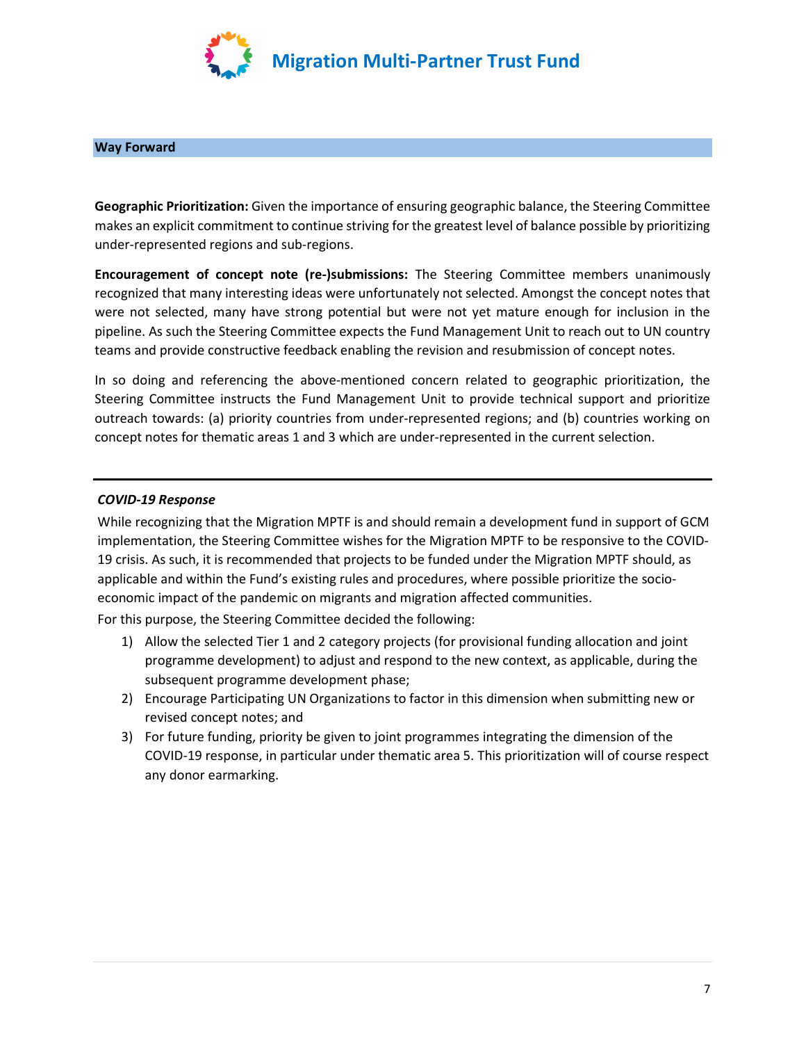## Way Forward

**Geographic Prioritization:** Given the importance of ensuring geographic balance, the Steering Committee makes an explicit commitment to continue striving for the greatest level of balance possible by prioritizing under-represented regions and sub-regions.

**Encouragement of concept note (re-)submissions:** The Steering Committee members unanimously recognized that many interesting ideas were unfortunately not selected. Amongst the concept notes that were not selected, many have strong potential but were not yet mature enough for inclusion in the pipeline. As such the Steering Committee expects the Fund Management Unit to reach out to UN country teams and provide constructive feedback enabling the revision and resubmission of concept notes.

In so doing and referencing the above-mentioned concern related to geographic prioritization, the Steering Committee instructs the Fund Management Unit to provide technical support and prioritize outreach towards: (a) priority countries from under-represented regions; and (b) countries working on concept notes for thematic areas 1 and 3 which are under-represented in the current selection.

---

***COVID-19 Response***

While recognizing that the Migration MPTF is and should remain a development fund in support of GCM implementation, the Steering Committee wishes for the Migration MPTF to be responsive to the COVID-19 crisis. As such, it is recommended that projects to be funded under the Migration MPTF should, as applicable and within the Fund's existing rules and procedures, where possible prioritize the socio-economic impact of the pandemic on migrants and migration affected communities.

For this purpose, the Steering Committee decided the following:

1) Allow the selected Tier 1 and 2 category projects (for provisional funding allocation and joint programme development) to adjust and respond to the new context, as applicable, during the subsequent programme development phase;
2) Encourage Participating UN Organizations to factor in this dimension when submitting new or revised concept notes; and
3) For future funding, priority be given to joint programmes integrating the dimension of the COVID-19 response, in particular under thematic area 5. This prioritization will of course respect any donor earmarking.